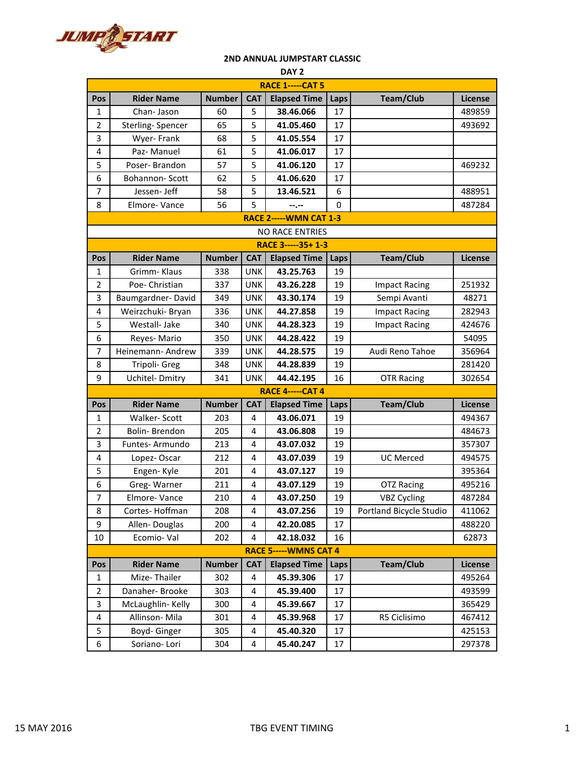## 2ND ANNUAL JUMPSTART CLASSIC

### DAY 2

| Pos | Rider Name | Number | CAT | Elapsed Time | Laps | Team/Club | License |
|---|---|---|---|---|---|---|---|
| **RACE 1-----CAT 5** | | | | | | | |
| 1 | Chan- Jason | 60 | 5 | **38.46.066** | 17 | | 489859 |
| 2 | Sterling- Spencer | 65 | 5 | **41.05.460** | 17 | | 493692 |
| 3 | Wyer- Frank | 68 | 5 | **41.05.554** | 17 | | |
| 4 | Paz- Manuel | 61 | 5 | **41.06.017** | 17 | | |
| 5 | Poser- Brandon | 57 | 5 | **41.06.120** | 17 | | 469232 |
| 6 | Bohannon- Scott | 62 | 5 | **41.06.620** | 17 | | |
| 7 | Jessen- Jeff | 58 | 5 | **13.46.521** | 6 | | 488951 |
| 8 | Elmore- Vance | 56 | 5 | **--.--** | 0 | | 487284 |
| **RACE 2-----WMN CAT 1-3** | | | | | | | |
| NO RACE ENTRIES | | | | | | | |
| **RACE 3-----35+ 1-3** | | | | | | | |
| 1 | Grimm- Klaus | 338 | UNK | **43.25.763** | 19 | | |
| 2 | Poe- Christian | 337 | UNK | **43.26.228** | 19 | Impact Racing | 251932 |
| 3 | Baumgardner- David | 349 | UNK | **43.30.174** | 19 | Sempi Avanti | 48271 |
| 4 | Weirzchuki- Bryan | 336 | UNK | **44.27.858** | 19 | Impact Racing | 282943 |
| 5 | Westall- Jake | 340 | UNK | **44.28.323** | 19 | Impact Racing | 424676 |
| 6 | Reyes- Mario | 350 | UNK | **44.28.422** | 19 | | 54095 |
| 7 | Heinemann- Andrew | 339 | UNK | **44.28.575** | 19 | Audi Reno Tahoe | 356964 |
| 8 | Tripoli- Greg | 348 | UNK | **44.28.839** | 19 | | 281420 |
| 9 | Uchitel- Dmitry | 341 | UNK | **44.42.195** | 16 | OTR Racing | 302654 |
| **RACE 4-----CAT 4** | | | | | | | |
| 1 | Walker- Scott | 203 | 4 | **43.06.071** | 19 | | 494367 |
| 2 | Bolin- Brendon | 205 | 4 | **43.06.808** | 19 | | 484673 |
| 3 | Funtes- Armundo | 213 | 4 | **43.07.032** | 19 | | 357307 |
| 4 | Lopez- Oscar | 212 | 4 | **43.07.039** | 19 | UC Merced | 494575 |
| 5 | Engen- Kyle | 201 | 4 | **43.07.127** | 19 | | 395364 |
| 6 | Greg- Warner | 211 | 4 | **43.07.129** | 19 | OTZ Racing | 495216 |
| 7 | Elmore- Vance | 210 | 4 | **43.07.250** | 19 | VBZ Cycling | 487284 |
| 8 | Cortes- Hoffman | 208 | 4 | **43.07.256** | 19 | Portland Bicycle Studio | 411062 |
| 9 | Allen- Douglas | 200 | 4 | **42.20.085** | 17 | | 488220 |
| 10 | Ecomio- Val | 202 | 4 | **42.18.032** | 16 | | 62873 |
| **RACE 5-----WMNS CAT 4** | | | | | | | |
| 1 | Mize- Thailer | 302 | 4 | **45.39.306** | 17 | | 495264 |
| 2 | Danaher- Brooke | 303 | 4 | **45.39.400** | 17 | | 493599 |
| 3 | McLaughlin- Kelly | 300 | 4 | **45.39.667** | 17 | | 365429 |
| 4 | Allinson- Mila | 301 | 4 | **45.39.968** | 17 | R5 Ciclisimo | 467412 |
| 5 | Boyd- Ginger | 305 | 4 | **45.40.320** | 17 | | 425153 |
| 6 | Soriano- Lori | 304 | 4 | **45.40.247** | 17 | | 297378 |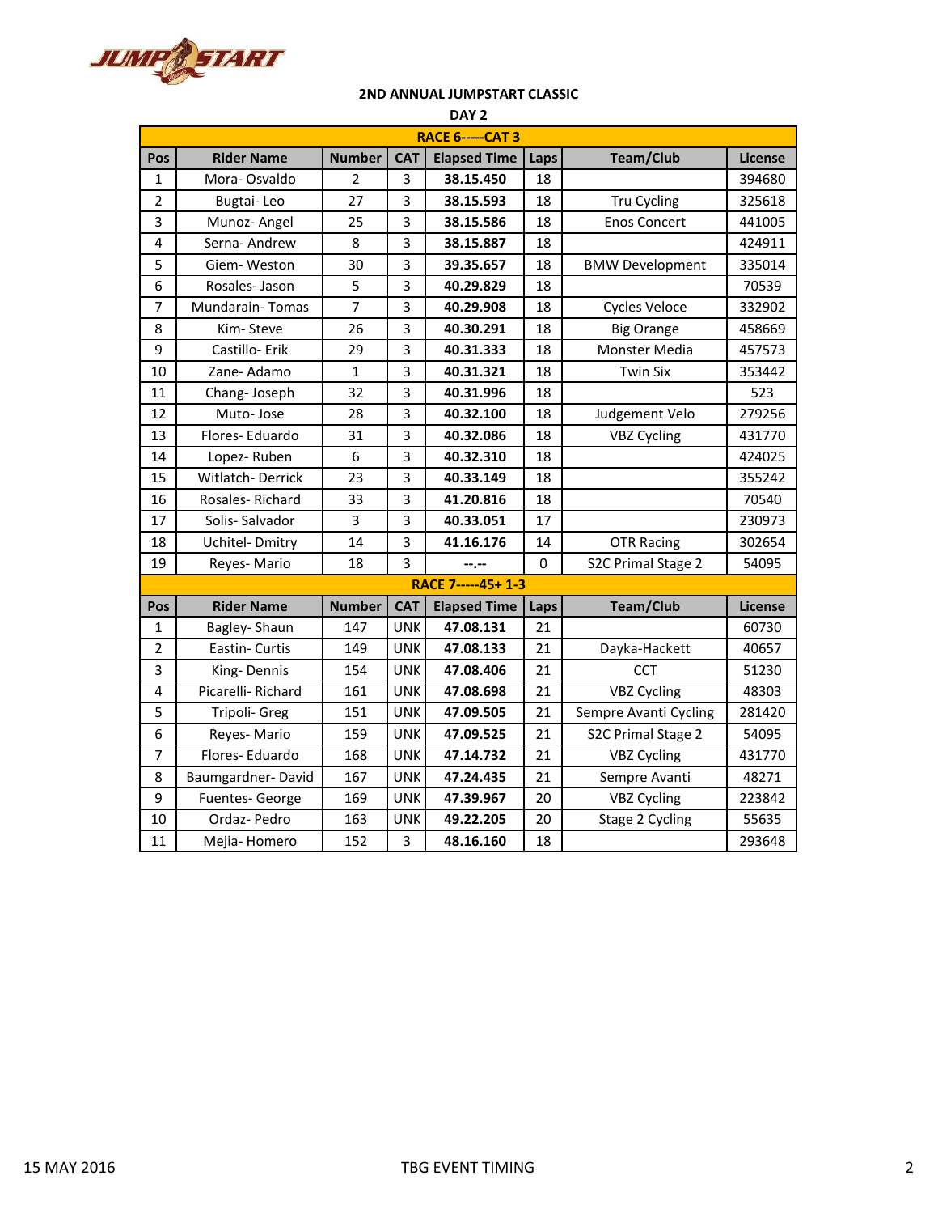JUMPSTART

## 2ND ANNUAL JUMPSTART CLASSIC

### DAY 2

| Pos | Rider Name | Number | CAT | Elapsed Time | Laps | Team/Club | License |
|---|---|---|---|---|---|---|---|
| **RACE 6-----CAT 3** | | | | | | | |
| 1 | Mora- Osvaldo | 2 | 3 | **38.15.450** | 18 | | 394680 |
| 2 | Bugtai- Leo | 27 | 3 | **38.15.593** | 18 | Tru Cycling | 325618 |
| 3 | Munoz- Angel | 25 | 3 | **38.15.586** | 18 | Enos Concert | 441005 |
| 4 | Serna- Andrew | 8 | 3 | **38.15.887** | 18 | | 424911 |
| 5 | Giem- Weston | 30 | 3 | **39.35.657** | 18 | BMW Development | 335014 |
| 6 | Rosales- Jason | 5 | 3 | **40.29.829** | 18 | | 70539 |
| 7 | Mundarain- Tomas | 7 | 3 | **40.29.908** | 18 | Cycles Veloce | 332902 |
| 8 | Kim- Steve | 26 | 3 | **40.30.291** | 18 | Big Orange | 458669 |
| 9 | Castillo- Erik | 29 | 3 | **40.31.333** | 18 | Monster Media | 457573 |
| 10 | Zane- Adamo | 1 | 3 | **40.31.321** | 18 | Twin Six | 353442 |
| 11 | Chang- Joseph | 32 | 3 | **40.31.996** | 18 | | 523 |
| 12 | Muto- Jose | 28 | 3 | **40.32.100** | 18 | Judgement Velo | 279256 |
| 13 | Flores- Eduardo | 31 | 3 | **40.32.086** | 18 | VBZ Cycling | 431770 |
| 14 | Lopez- Ruben | 6 | 3 | **40.32.310** | 18 | | 424025 |
| 15 | Witlatch- Derrick | 23 | 3 | **40.33.149** | 18 | | 355242 |
| 16 | Rosales- Richard | 33 | 3 | **41.20.816** | 18 | | 70540 |
| 17 | Solis- Salvador | 3 | 3 | **40.33.051** | 17 | | 230973 |
| 18 | Uchitel- Dmitry | 14 | 3 | **41.16.176** | 14 | OTR Racing | 302654 |
| 19 | Reyes- Mario | 18 | 3 | **--.--** | 0 | S2C Primal Stage 2 | 54095 |
| **RACE 7-----45+ 1-3** | | | | | | | |
| **Pos** | **Rider Name** | **Number** | **CAT** | **Elapsed Time** | **Laps** | **Team/Club** | **License** |
| 1 | Bagley- Shaun | 147 | UNK | **47.08.131** | 21 | | 60730 |
| 2 | Eastin- Curtis | 149 | UNK | **47.08.133** | 21 | Dayka-Hackett | 40657 |
| 3 | King- Dennis | 154 | UNK | **47.08.406** | 21 | CCT | 51230 |
| 4 | Picarelli- Richard | 161 | UNK | **47.08.698** | 21 | VBZ Cycling | 48303 |
| 5 | Tripoli- Greg | 151 | UNK | **47.09.505** | 21 | Sempre Avanti Cycling | 281420 |
| 6 | Reyes- Mario | 159 | UNK | **47.09.525** | 21 | S2C Primal Stage 2 | 54095 |
| 7 | Flores- Eduardo | 168 | UNK | **47.14.732** | 21 | VBZ Cycling | 431770 |
| 8 | Baumgardner- David | 167 | UNK | **47.24.435** | 21 | Sempre Avanti | 48271 |
| 9 | Fuentes- George | 169 | UNK | **47.39.967** | 20 | VBZ Cycling | 223842 |
| 10 | Ordaz- Pedro | 163 | UNK | **49.22.205** | 20 | Stage 2 Cycling | 55635 |
| 11 | Mejia- Homero | 152 | 3 | **48.16.160** | 18 | | 293648 |

15 MAY 2016 TBG EVENT TIMING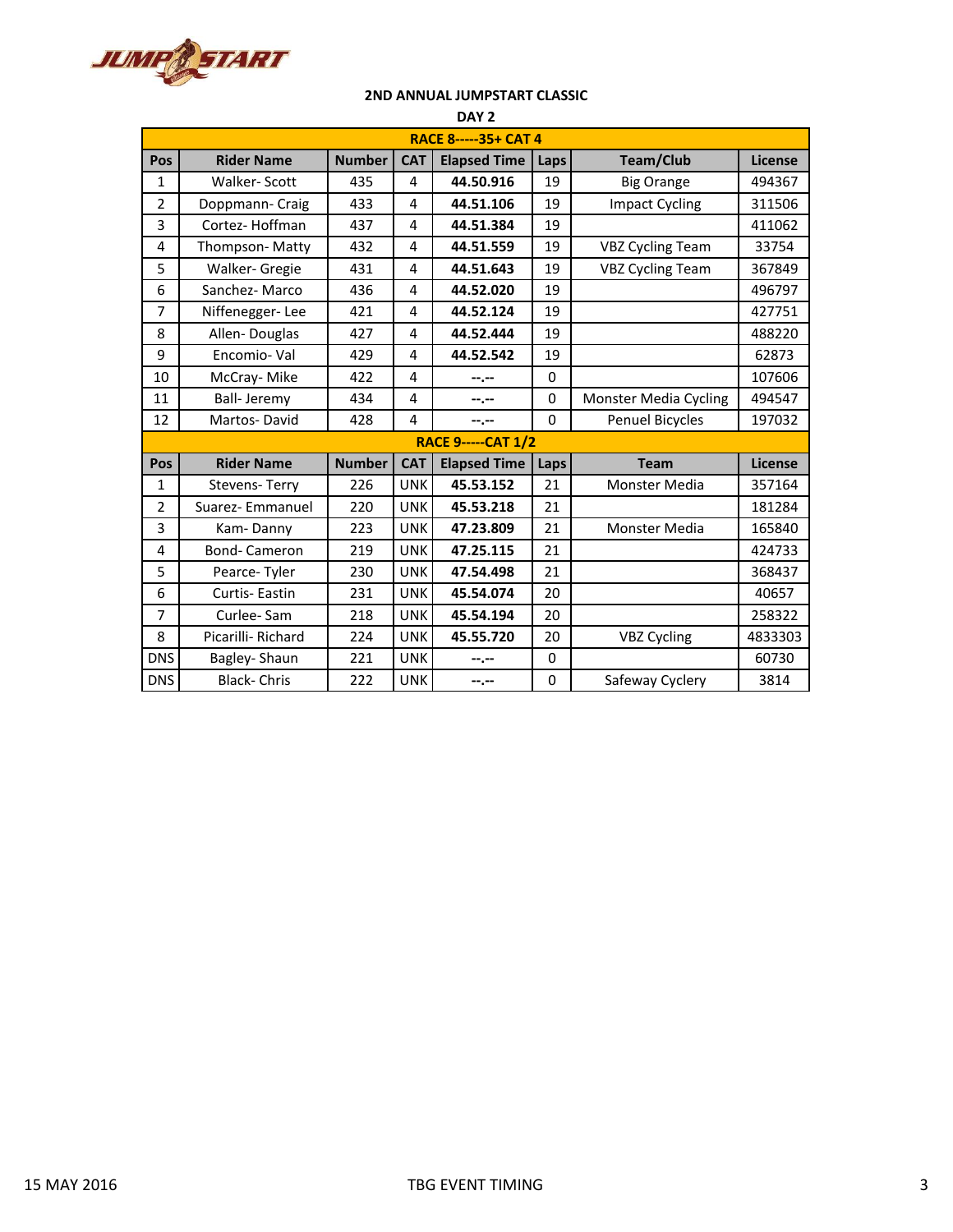## 2ND ANNUAL JUMPSTART CLASSIC

### DAY 2

| RACE 8-----35+ CAT 4 | | | | | | | |
|---|---|---|---|---|---|---|---|
| **Pos** | **Rider Name** | **Number** | **CAT** | **Elapsed Time** | **Laps** | **Team/Club** | **License** |
| 1 | Walker- Scott | 435 | 4 | **44.50.916** | 19 | Big Orange | 494367 |
| 2 | Doppmann- Craig | 433 | 4 | **44.51.106** | 19 | Impact Cycling | 311506 |
| 3 | Cortez- Hoffman | 437 | 4 | **44.51.384** | 19 | | 411062 |
| 4 | Thompson- Matty | 432 | 4 | **44.51.559** | 19 | VBZ Cycling Team | 33754 |
| 5 | Walker- Gregie | 431 | 4 | **44.51.643** | 19 | VBZ Cycling Team | 367849 |
| 6 | Sanchez- Marco | 436 | 4 | **44.52.020** | 19 | | 496797 |
| 7 | Niffenegger- Lee | 421 | 4 | **44.52.124** | 19 | | 427751 |
| 8 | Allen- Douglas | 427 | 4 | **44.52.444** | 19 | | 488220 |
| 9 | Encomio- Val | 429 | 4 | **44.52.542** | 19 | | 62873 |
| 10 | McCray- Mike | 422 | 4 | **--.--** | 0 | | 107606 |
| 11 | Ball- Jeremy | 434 | 4 | **--.--** | 0 | Monster Media Cycling | 494547 |
| 12 | Martos- David | 428 | 4 | **--.--** | 0 | Penuel Bicycles | 197032 |

| RACE 9-----CAT 1/2 | | | | | | | |
|---|---|---|---|---|---|---|---|
| **Pos** | **Rider Name** | **Number** | **CAT** | **Elapsed Time** | **Laps** | **Team** | **License** |
| 1 | Stevens- Terry | 226 | UNK | **45.53.152** | 21 | Monster Media | 357164 |
| 2 | Suarez- Emmanuel | 220 | UNK | **45.53.218** | 21 | | 181284 |
| 3 | Kam- Danny | 223 | UNK | **47.23.809** | 21 | Monster Media | 165840 |
| 4 | Bond- Cameron | 219 | UNK | **47.25.115** | 21 | | 424733 |
| 5 | Pearce- Tyler | 230 | UNK | **47.54.498** | 21 | | 368437 |
| 6 | Curtis- Eastin | 231 | UNK | **45.54.074** | 20 | | 40657 |
| 7 | Curlee- Sam | 218 | UNK | **45.54.194** | 20 | | 258322 |
| 8 | Picarilli- Richard | 224 | UNK | **45.55.720** | 20 | VBZ Cycling | 4833303 |
| DNS | Bagley- Shaun | 221 | UNK | **--.--** | 0 | | 60730 |
| DNS | Black- Chris | 222 | UNK | **--.--** | 0 | Safeway Cyclery | 3814 |

15 MAY 2016 TBG EVENT TIMING